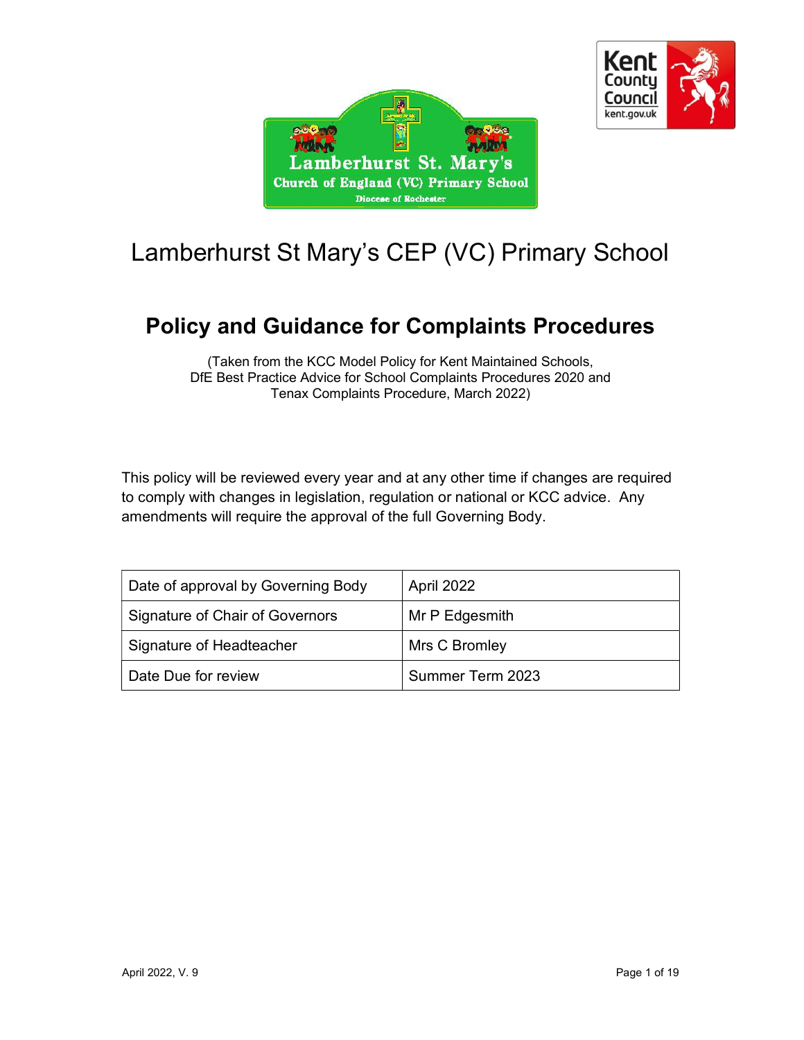# Lamberhurst St Mary's CEP (VC) Primary School

## Policy and Guidance for Complaints Procedures

(Taken from the KCC Model Policy for Kent Maintained Schools,
DfE Best Practice Advice for School Complaints Procedures 2020 and
Tenax Complaints Procedure, March 2022)

This policy will be reviewed every year and at any other time if changes are required to comply with changes in legislation, regulation or national or KCC advice. Any amendments will require the approval of the full Governing Body.

| | |
|---|---|
| Date of approval by Governing Body | April 2022 |
| Signature of Chair of Governors | Mr P Edgesmith |
| Signature of Headteacher | Mrs C Bromley |
| Date Due for review | Summer Term 2023 |

April 2022, V. 9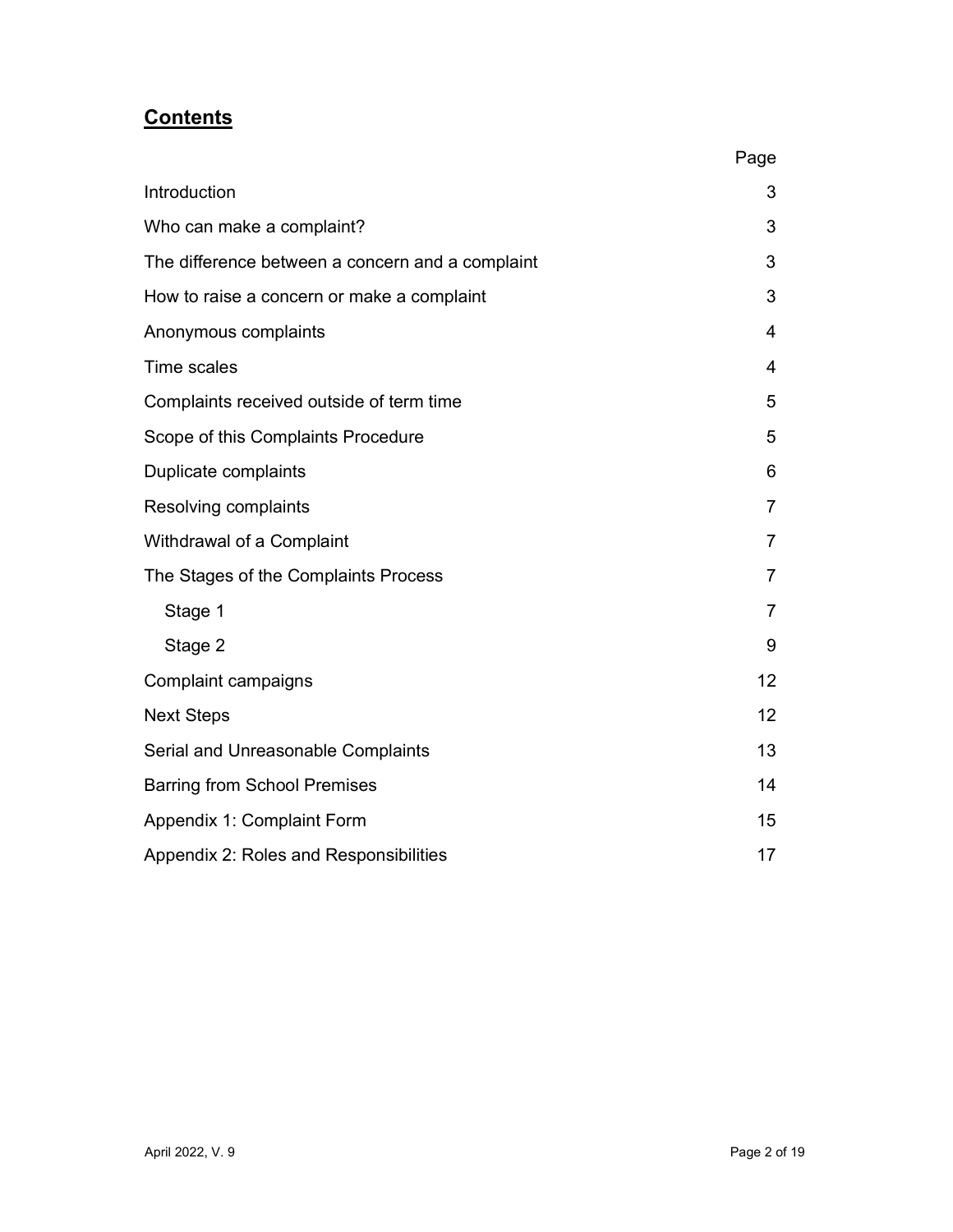## **Contents**

| | Page |
|---|---|
| Introduction | 3 |
| Who can make a complaint? | 3 |
| The difference between a concern and a complaint | 3 |
| How to raise a concern or make a complaint | 3 |
| Anonymous complaints | 4 |
| Time scales | 4 |
| Complaints received outside of term time | 5 |
| Scope of this Complaints Procedure | 5 |
| Duplicate complaints | 6 |
| Resolving complaints | 7 |
| Withdrawal of a Complaint | 7 |
| The Stages of the Complaints Process | 7 |
| Stage 1 | 7 |
| Stage 2 | 9 |
| Complaint campaigns | 12 |
| Next Steps | 12 |
| Serial and Unreasonable Complaints | 13 |
| Barring from School Premises | 14 |
| Appendix 1: Complaint Form | 15 |
| Appendix 2: Roles and Responsibilities | 17 |

April 2022, V. 9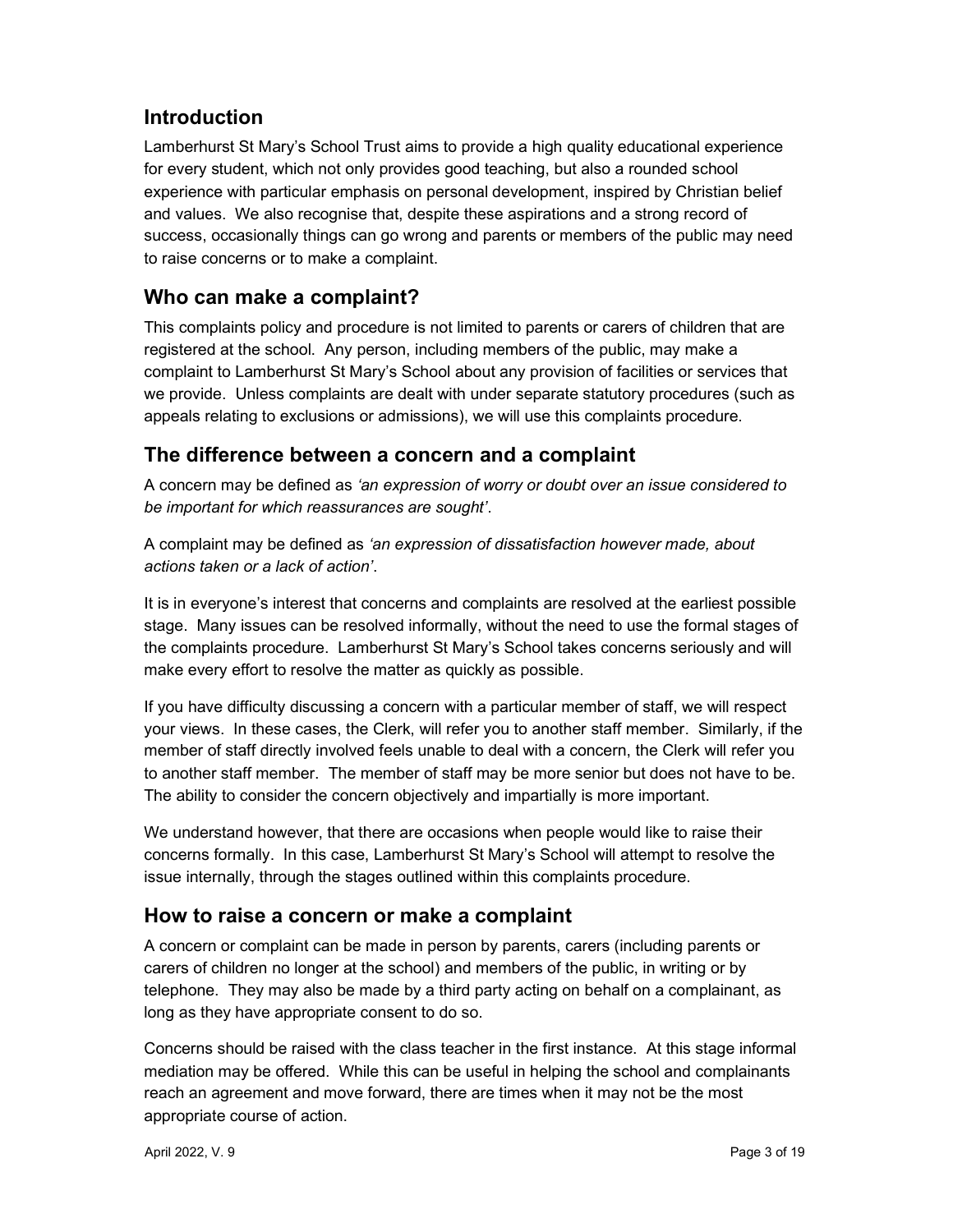## Introduction

Lamberhurst St Mary's School Trust aims to provide a high quality educational experience for every student, which not only provides good teaching, but also a rounded school experience with particular emphasis on personal development, inspired by Christian belief and values. We also recognise that, despite these aspirations and a strong record of success, occasionally things can go wrong and parents or members of the public may need to raise concerns or to make a complaint.

## Who can make a complaint?

This complaints policy and procedure is not limited to parents or carers of children that are registered at the school. Any person, including members of the public, may make a complaint to Lamberhurst St Mary's School about any provision of facilities or services that we provide. Unless complaints are dealt with under separate statutory procedures (such as appeals relating to exclusions or admissions), we will use this complaints procedure.

## The difference between a concern and a complaint

A concern may be defined as *'an expression of worry or doubt over an issue considered to be important for which reassurances are sought'*.

A complaint may be defined as *'an expression of dissatisfaction however made, about actions taken or a lack of action'*.

It is in everyone's interest that concerns and complaints are resolved at the earliest possible stage. Many issues can be resolved informally, without the need to use the formal stages of the complaints procedure. Lamberhurst St Mary's School takes concerns seriously and will make every effort to resolve the matter as quickly as possible.

If you have difficulty discussing a concern with a particular member of staff, we will respect your views. In these cases, the Clerk, will refer you to another staff member. Similarly, if the member of staff directly involved feels unable to deal with a concern, the Clerk will refer you to another staff member. The member of staff may be more senior but does not have to be. The ability to consider the concern objectively and impartially is more important.

We understand however, that there are occasions when people would like to raise their concerns formally. In this case, Lamberhurst St Mary's School will attempt to resolve the issue internally, through the stages outlined within this complaints procedure.

## How to raise a concern or make a complaint

A concern or complaint can be made in person by parents, carers (including parents or carers of children no longer at the school) and members of the public, in writing or by telephone. They may also be made by a third party acting on behalf on a complainant, as long as they have appropriate consent to do so.

Concerns should be raised with the class teacher in the first instance. At this stage informal mediation may be offered. While this can be useful in helping the school and complainants reach an agreement and move forward, there are times when it may not be the most appropriate course of action.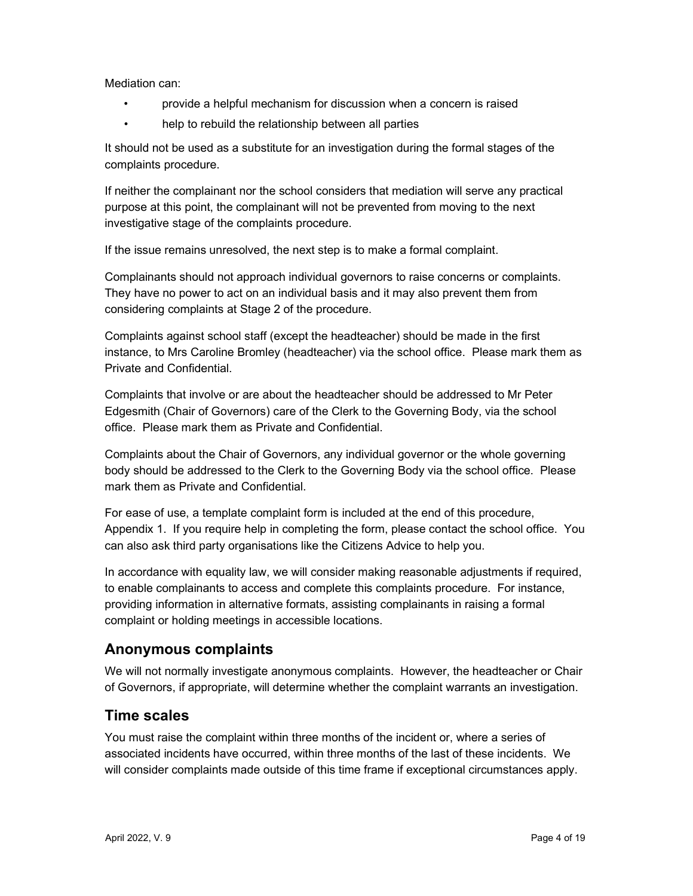Mediation can:

- provide a helpful mechanism for discussion when a concern is raised
- help to rebuild the relationship between all parties

It should not be used as a substitute for an investigation during the formal stages of the complaints procedure.

If neither the complainant nor the school considers that mediation will serve any practical purpose at this point, the complainant will not be prevented from moving to the next investigative stage of the complaints procedure.

If the issue remains unresolved, the next step is to make a formal complaint.

Complainants should not approach individual governors to raise concerns or complaints. They have no power to act on an individual basis and it may also prevent them from considering complaints at Stage 2 of the procedure.

Complaints against school staff (except the headteacher) should be made in the first instance, to Mrs Caroline Bromley (headteacher) via the school office. Please mark them as Private and Confidential.

Complaints that involve or are about the headteacher should be addressed to Mr Peter Edgesmith (Chair of Governors) care of the Clerk to the Governing Body, via the school office. Please mark them as Private and Confidential.

Complaints about the Chair of Governors, any individual governor or the whole governing body should be addressed to the Clerk to the Governing Body via the school office. Please mark them as Private and Confidential.

For ease of use, a template complaint form is included at the end of this procedure, Appendix 1. If you require help in completing the form, please contact the school office. You can also ask third party organisations like the Citizens Advice to help you.

In accordance with equality law, we will consider making reasonable adjustments if required, to enable complainants to access and complete this complaints procedure. For instance, providing information in alternative formats, assisting complainants in raising a formal complaint or holding meetings in accessible locations.

## Anonymous complaints

We will not normally investigate anonymous complaints. However, the headteacher or Chair of Governors, if appropriate, will determine whether the complaint warrants an investigation.

## Time scales

You must raise the complaint within three months of the incident or, where a series of associated incidents have occurred, within three months of the last of these incidents. We will consider complaints made outside of this time frame if exceptional circumstances apply.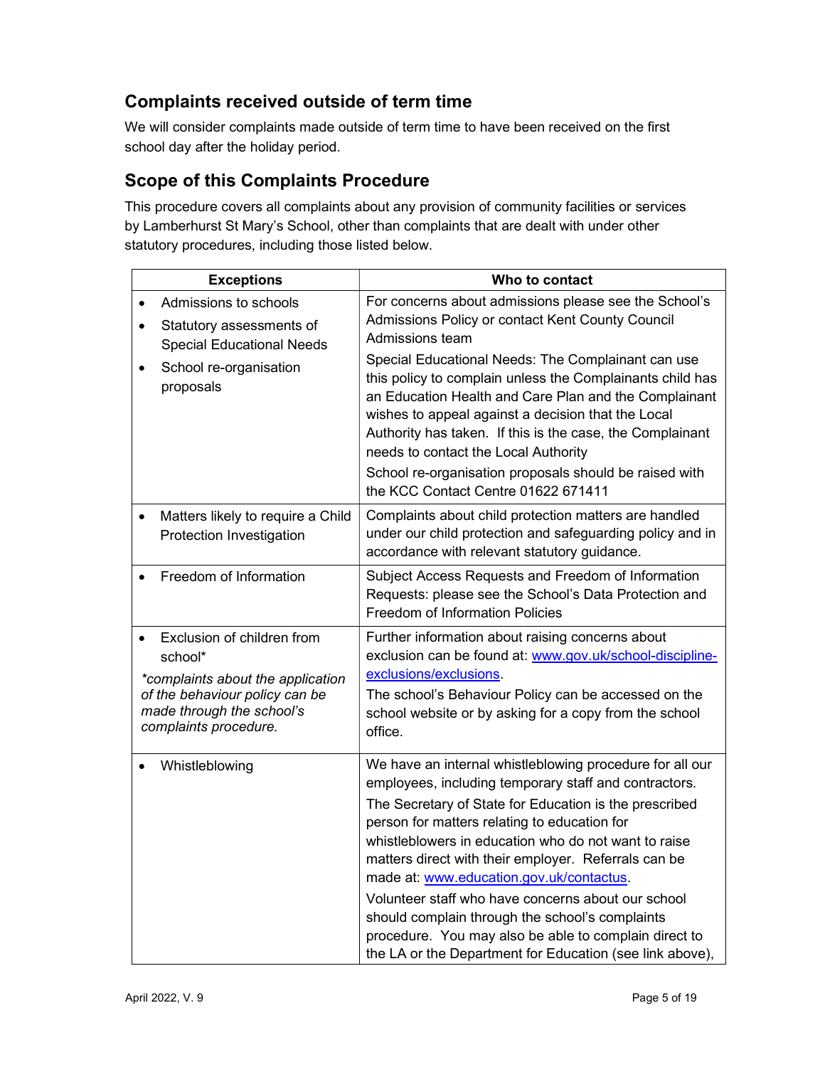## Complaints received outside of term time

We will consider complaints made outside of term time to have been received on the first school day after the holiday period.

## Scope of this Complaints Procedure

This procedure covers all complaints about any provision of community facilities or services by Lamberhurst St Mary's School, other than complaints that are dealt with under other statutory procedures, including those listed below.

| Exceptions | Who to contact |
|---|---|
| • Admissions to schools<br>• Statutory assessments of Special Educational Needs<br>• School re-organisation proposals | For concerns about admissions please see the School's Admissions Policy or contact Kent County Council Admissions team<br>Special Educational Needs: The Complainant can use this policy to complain unless the Complainants child has an Education Health and Care Plan and the Complainant wishes to appeal against a decision that the Local Authority has taken. If this is the case, the Complainant needs to contact the Local Authority<br>School re-organisation proposals should be raised with the KCC Contact Centre 01622 671411 |
| • Matters likely to require a Child Protection Investigation | Complaints about child protection matters are handled under our child protection and safeguarding policy and in accordance with relevant statutory guidance. |
| • Freedom of Information | Subject Access Requests and Freedom of Information Requests: please see the School's Data Protection and Freedom of Information Policies |
| • Exclusion of children from school*<br>*\*complaints about the application of the behaviour policy can be made through the school's complaints procedure.* | Further information about raising concerns about exclusion can be found at: [www.gov.uk/school-discipline-exclusions/exclusions](http://www.gov.uk/school-discipline-exclusions/exclusions).<br>The school's Behaviour Policy can be accessed on the school website or by asking for a copy from the school office. |
| • Whistleblowing | We have an internal whistleblowing procedure for all our employees, including temporary staff and contractors.<br>The Secretary of State for Education is the prescribed person for matters relating to education for whistleblowers in education who do not want to raise matters direct with their employer. Referrals can be made at: [www.education.gov.uk/contactus](http://www.education.gov.uk/contactus).<br>Volunteer staff who have concerns about our school should complain through the school's complaints procedure. You may also be able to complain direct to the LA or the Department for Education (see link above), |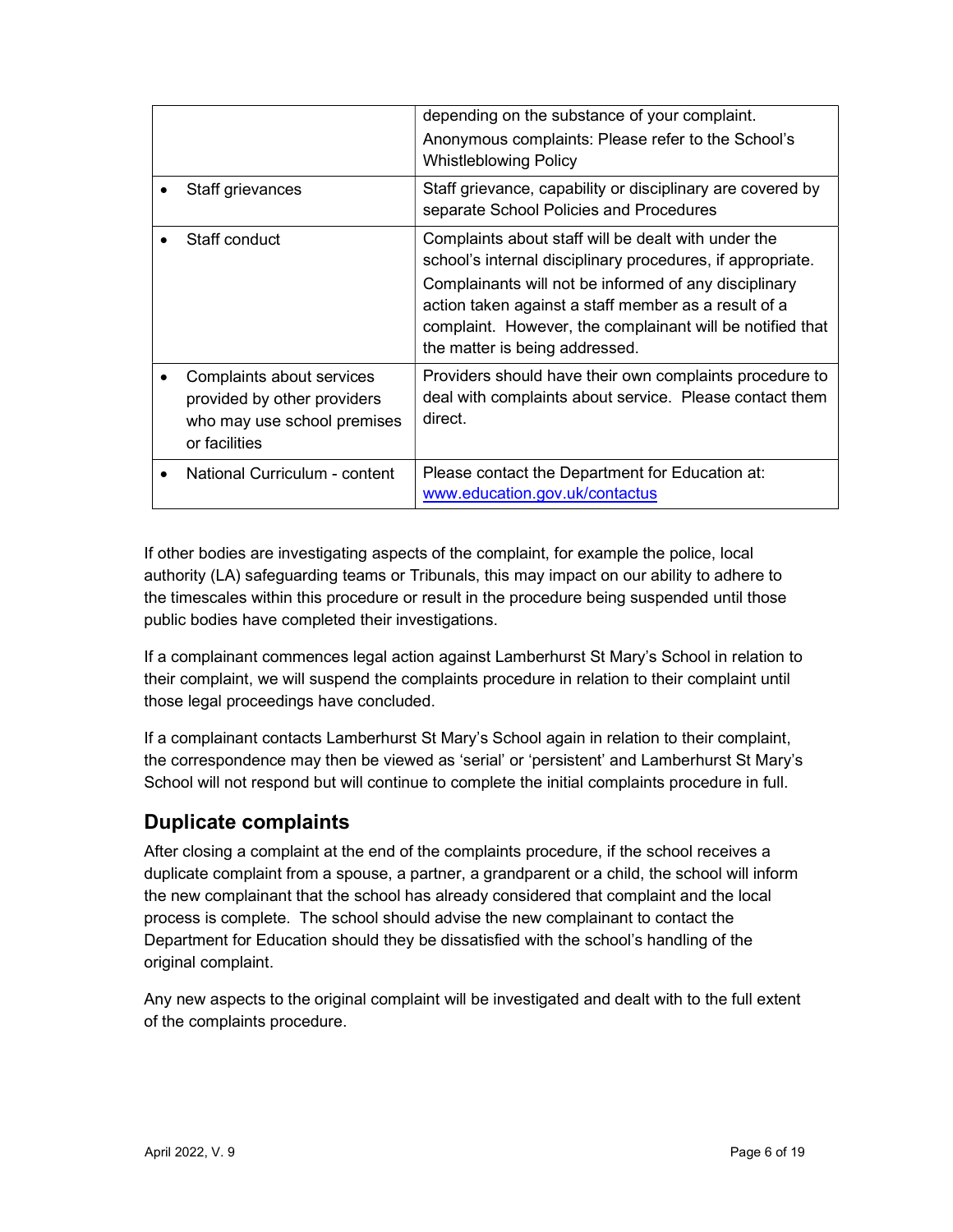| | |
|---|---|
| | depending on the substance of your complaint.<br>Anonymous complaints: Please refer to the School's Whistleblowing Policy |
| • Staff grievances | Staff grievance, capability or disciplinary are covered by separate School Policies and Procedures |
| • Staff conduct | Complaints about staff will be dealt with under the school's internal disciplinary procedures, if appropriate.<br>Complainants will not be informed of any disciplinary action taken against a staff member as a result of a complaint. However, the complainant will be notified that the matter is being addressed. |
| • Complaints about services provided by other providers who may use school premises or facilities | Providers should have their own complaints procedure to deal with complaints about service. Please contact them direct. |
| • National Curriculum - content | Please contact the Department for Education at: www.education.gov.uk/contactus |

If other bodies are investigating aspects of the complaint, for example the police, local authority (LA) safeguarding teams or Tribunals, this may impact on our ability to adhere to the timescales within this procedure or result in the procedure being suspended until those public bodies have completed their investigations.

If a complainant commences legal action against Lamberhurst St Mary's School in relation to their complaint, we will suspend the complaints procedure in relation to their complaint until those legal proceedings have concluded.

If a complainant contacts Lamberhurst St Mary's School again in relation to their complaint, the correspondence may then be viewed as 'serial' or 'persistent' and Lamberhurst St Mary's School will not respond but will continue to complete the initial complaints procedure in full.

## Duplicate complaints

After closing a complaint at the end of the complaints procedure, if the school receives a duplicate complaint from a spouse, a partner, a grandparent or a child, the school will inform the new complainant that the school has already considered that complaint and the local process is complete. The school should advise the new complainant to contact the Department for Education should they be dissatisfied with the school's handling of the original complaint.

Any new aspects to the original complaint will be investigated and dealt with to the full extent of the complaints procedure.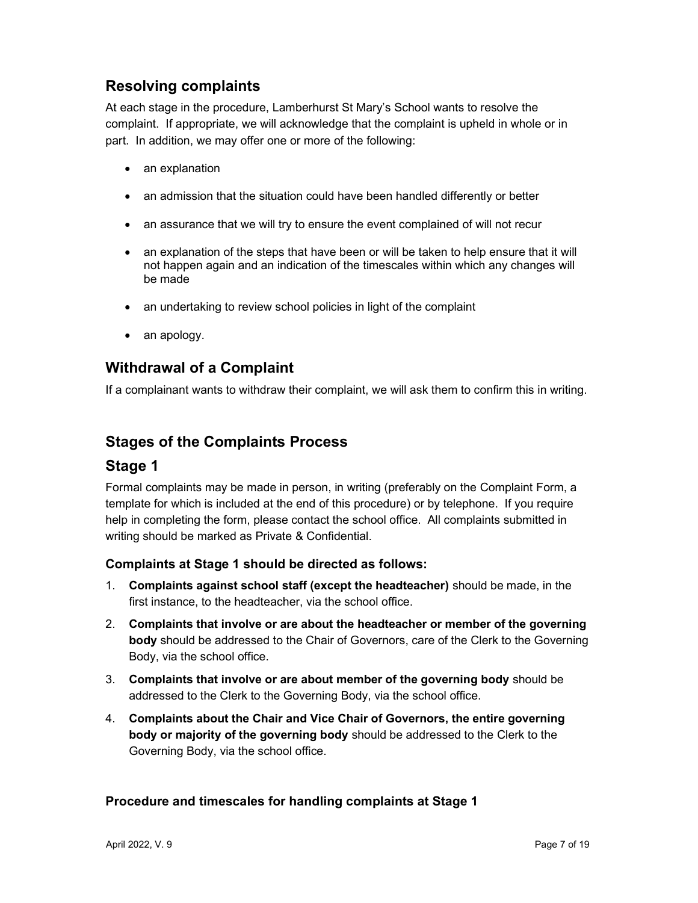## Resolving complaints

At each stage in the procedure, Lamberhurst St Mary's School wants to resolve the complaint. If appropriate, we will acknowledge that the complaint is upheld in whole or in part. In addition, we may offer one or more of the following:

- an explanation
- an admission that the situation could have been handled differently or better
- an assurance that we will try to ensure the event complained of will not recur
- an explanation of the steps that have been or will be taken to help ensure that it will not happen again and an indication of the timescales within which any changes will be made
- an undertaking to review school policies in light of the complaint
- an apology.

## Withdrawal of a Complaint

If a complainant wants to withdraw their complaint, we will ask them to confirm this in writing.

## Stages of the Complaints Process

## Stage 1

Formal complaints may be made in person, in writing (preferably on the Complaint Form, a template for which is included at the end of this procedure) or by telephone. If you require help in completing the form, please contact the school office. All complaints submitted in writing should be marked as Private & Confidential.

### Complaints at Stage 1 should be directed as follows:

1. **Complaints against school staff (except the headteacher)** should be made, in the first instance, to the headteacher, via the school office.
2. **Complaints that involve or are about the headteacher or member of the governing body** should be addressed to the Chair of Governors, care of the Clerk to the Governing Body, via the school office.
3. **Complaints that involve or are about member of the governing body** should be addressed to the Clerk to the Governing Body, via the school office.
4. **Complaints about the Chair and Vice Chair of Governors, the entire governing body or majority of the governing body** should be addressed to the Clerk to the Governing Body, via the school office.

### Procedure and timescales for handling complaints at Stage 1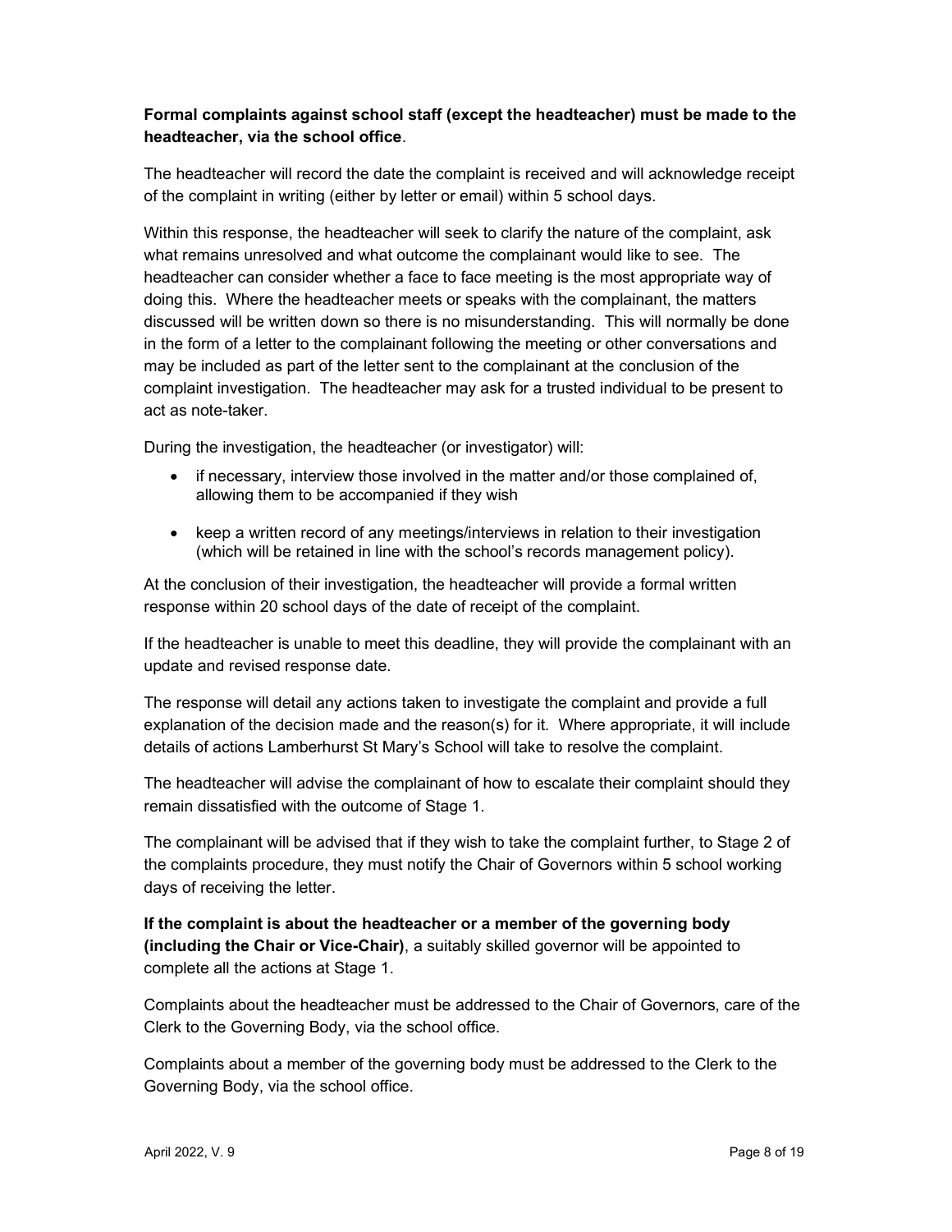**Formal complaints against school staff (except the headteacher) must be made to the headteacher, via the school office**.

The headteacher will record the date the complaint is received and will acknowledge receipt of the complaint in writing (either by letter or email) within 5 school days.

Within this response, the headteacher will seek to clarify the nature of the complaint, ask what remains unresolved and what outcome the complainant would like to see. The headteacher can consider whether a face to face meeting is the most appropriate way of doing this. Where the headteacher meets or speaks with the complainant, the matters discussed will be written down so there is no misunderstanding. This will normally be done in the form of a letter to the complainant following the meeting or other conversations and may be included as part of the letter sent to the complainant at the conclusion of the complaint investigation. The headteacher may ask for a trusted individual to be present to act as note-taker.

During the investigation, the headteacher (or investigator) will:

- if necessary, interview those involved in the matter and/or those complained of, allowing them to be accompanied if they wish
- keep a written record of any meetings/interviews in relation to their investigation (which will be retained in line with the school's records management policy).

At the conclusion of their investigation, the headteacher will provide a formal written response within 20 school days of the date of receipt of the complaint.

If the headteacher is unable to meet this deadline, they will provide the complainant with an update and revised response date.

The response will detail any actions taken to investigate the complaint and provide a full explanation of the decision made and the reason(s) for it. Where appropriate, it will include details of actions Lamberhurst St Mary's School will take to resolve the complaint.

The headteacher will advise the complainant of how to escalate their complaint should they remain dissatisfied with the outcome of Stage 1.

The complainant will be advised that if they wish to take the complaint further, to Stage 2 of the complaints procedure, they must notify the Chair of Governors within 5 school working days of receiving the letter.

**If the complaint is about the headteacher or a member of the governing body (including the Chair or Vice-Chair)**, a suitably skilled governor will be appointed to complete all the actions at Stage 1.

Complaints about the headteacher must be addressed to the Chair of Governors, care of the Clerk to the Governing Body, via the school office.

Complaints about a member of the governing body must be addressed to the Clerk to the Governing Body, via the school office.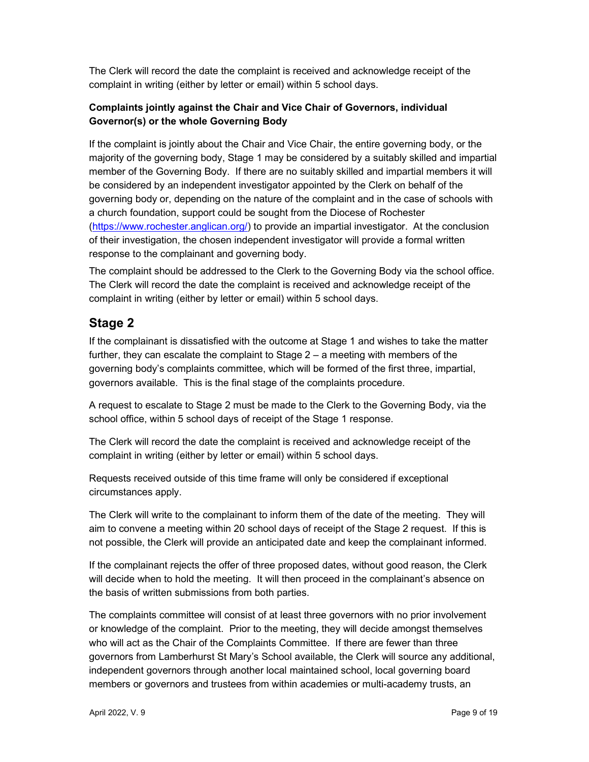The Clerk will record the date the complaint is received and acknowledge receipt of the complaint in writing (either by letter or email) within 5 school days.

### Complaints jointly against the Chair and Vice Chair of Governors, individual Governor(s) or the whole Governing Body

If the complaint is jointly about the Chair and Vice Chair, the entire governing body, or the majority of the governing body, Stage 1 may be considered by a suitably skilled and impartial member of the Governing Body. If there are no suitably skilled and impartial members it will be considered by an independent investigator appointed by the Clerk on behalf of the governing body or, depending on the nature of the complaint and in the case of schools with a church foundation, support could be sought from the Diocese of Rochester (https://www.rochester.anglican.org/) to provide an impartial investigator. At the conclusion of their investigation, the chosen independent investigator will provide a formal written response to the complainant and governing body.

The complaint should be addressed to the Clerk to the Governing Body via the school office. The Clerk will record the date the complaint is received and acknowledge receipt of the complaint in writing (either by letter or email) within 5 school days.

## Stage 2

If the complainant is dissatisfied with the outcome at Stage 1 and wishes to take the matter further, they can escalate the complaint to Stage 2 – a meeting with members of the governing body's complaints committee, which will be formed of the first three, impartial, governors available. This is the final stage of the complaints procedure.

A request to escalate to Stage 2 must be made to the Clerk to the Governing Body, via the school office, within 5 school days of receipt of the Stage 1 response.

The Clerk will record the date the complaint is received and acknowledge receipt of the complaint in writing (either by letter or email) within 5 school days.

Requests received outside of this time frame will only be considered if exceptional circumstances apply.

The Clerk will write to the complainant to inform them of the date of the meeting. They will aim to convene a meeting within 20 school days of receipt of the Stage 2 request. If this is not possible, the Clerk will provide an anticipated date and keep the complainant informed.

If the complainant rejects the offer of three proposed dates, without good reason, the Clerk will decide when to hold the meeting. It will then proceed in the complainant's absence on the basis of written submissions from both parties.

The complaints committee will consist of at least three governors with no prior involvement or knowledge of the complaint. Prior to the meeting, they will decide amongst themselves who will act as the Chair of the Complaints Committee. If there are fewer than three governors from Lamberhurst St Mary's School available, the Clerk will source any additional, independent governors through another local maintained school, local governing board members or governors and trustees from within academies or multi-academy trusts, an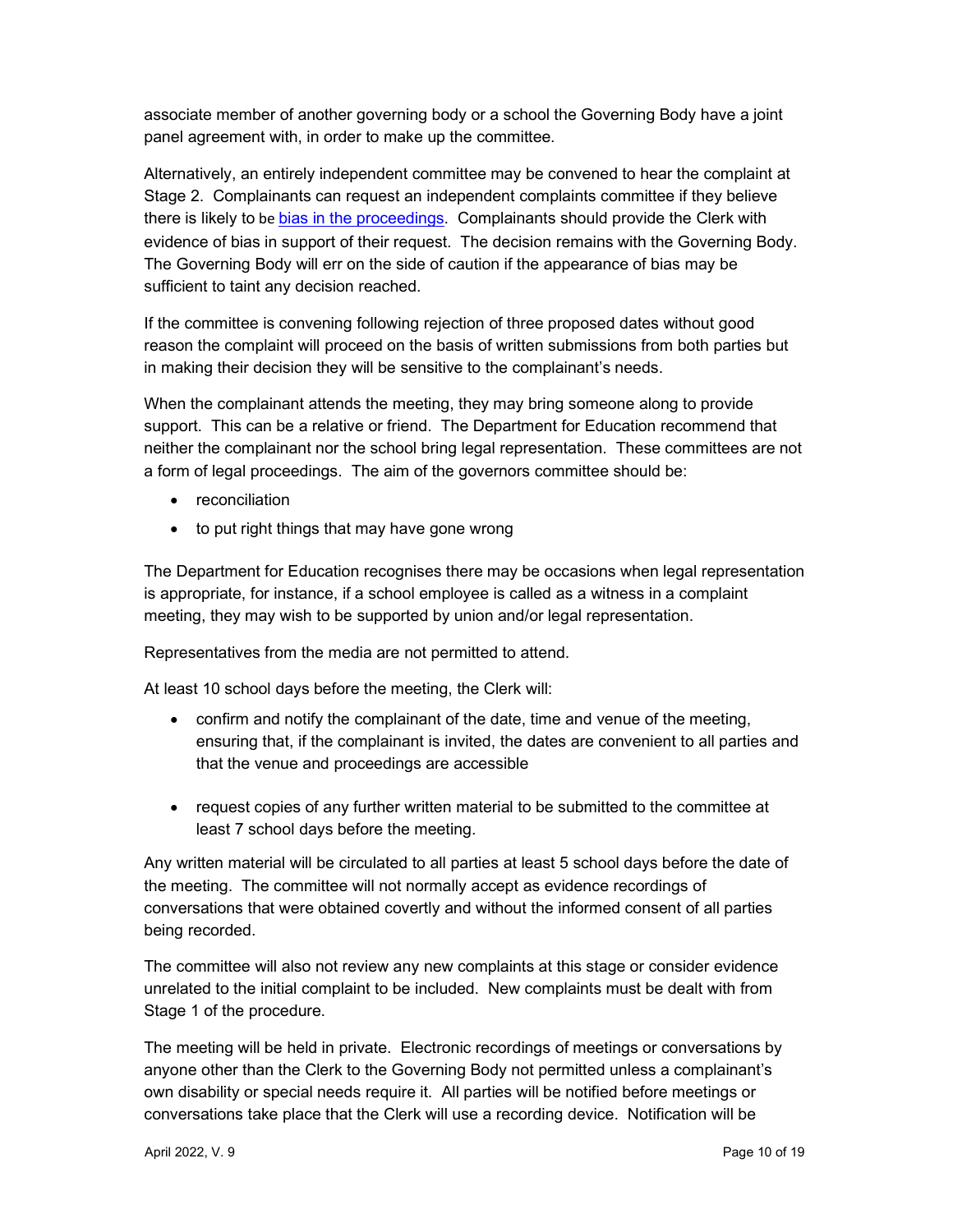associate member of another governing body or a school the Governing Body have a joint panel agreement with, in order to make up the committee.

Alternatively, an entirely independent committee may be convened to hear the complaint at Stage 2. Complainants can request an independent complaints committee if they believe there is likely to be bias in the proceedings. Complainants should provide the Clerk with evidence of bias in support of their request. The decision remains with the Governing Body. The Governing Body will err on the side of caution if the appearance of bias may be sufficient to taint any decision reached.

If the committee is convening following rejection of three proposed dates without good reason the complaint will proceed on the basis of written submissions from both parties but in making their decision they will be sensitive to the complainant's needs.

When the complainant attends the meeting, they may bring someone along to provide support. This can be a relative or friend. The Department for Education recommend that neither the complainant nor the school bring legal representation. These committees are not a form of legal proceedings. The aim of the governors committee should be:

- reconciliation
- to put right things that may have gone wrong

The Department for Education recognises there may be occasions when legal representation is appropriate, for instance, if a school employee is called as a witness in a complaint meeting, they may wish to be supported by union and/or legal representation.

Representatives from the media are not permitted to attend.

At least 10 school days before the meeting, the Clerk will:

- confirm and notify the complainant of the date, time and venue of the meeting, ensuring that, if the complainant is invited, the dates are convenient to all parties and that the venue and proceedings are accessible
- request copies of any further written material to be submitted to the committee at least 7 school days before the meeting.

Any written material will be circulated to all parties at least 5 school days before the date of the meeting. The committee will not normally accept as evidence recordings of conversations that were obtained covertly and without the informed consent of all parties being recorded.

The committee will also not review any new complaints at this stage or consider evidence unrelated to the initial complaint to be included. New complaints must be dealt with from Stage 1 of the procedure.

The meeting will be held in private. Electronic recordings of meetings or conversations by anyone other than the Clerk to the Governing Body not permitted unless a complainant's own disability or special needs require it. All parties will be notified before meetings or conversations take place that the Clerk will use a recording device. Notification will be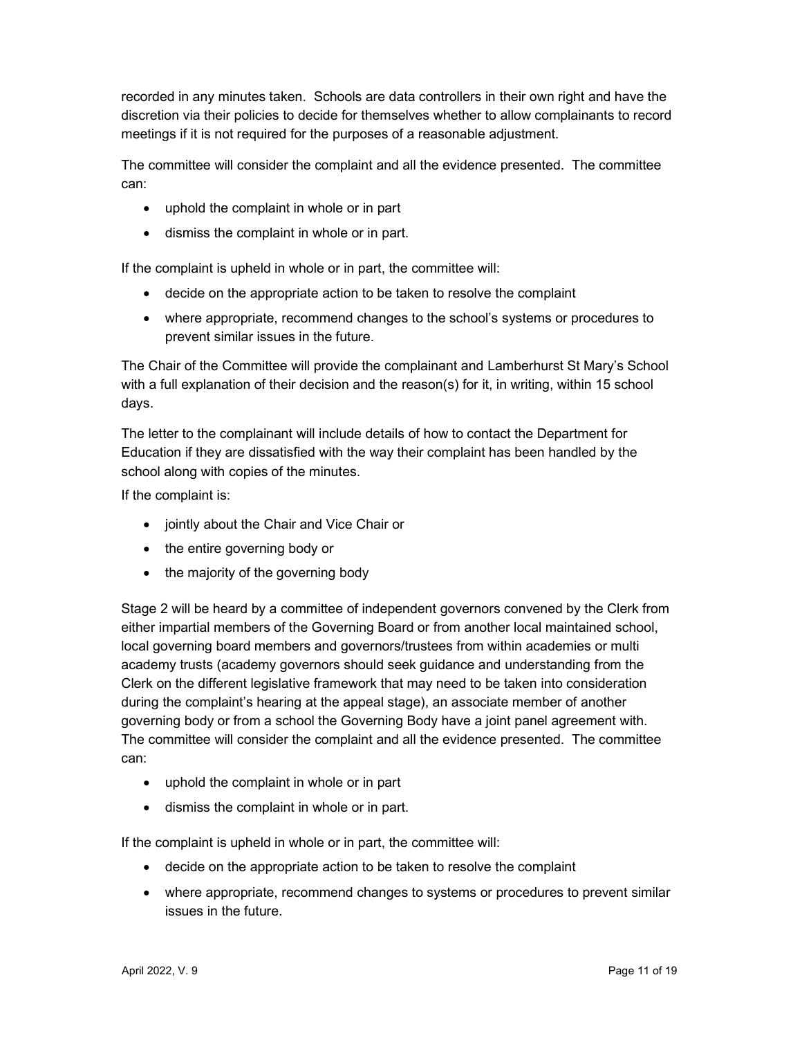recorded in any minutes taken. Schools are data controllers in their own right and have the discretion via their policies to decide for themselves whether to allow complainants to record meetings if it is not required for the purposes of a reasonable adjustment.

The committee will consider the complaint and all the evidence presented. The committee can:

- uphold the complaint in whole or in part
- dismiss the complaint in whole or in part.

If the complaint is upheld in whole or in part, the committee will:

- decide on the appropriate action to be taken to resolve the complaint
- where appropriate, recommend changes to the school's systems or procedures to prevent similar issues in the future.

The Chair of the Committee will provide the complainant and Lamberhurst St Mary's School with a full explanation of their decision and the reason(s) for it, in writing, within 15 school days.

The letter to the complainant will include details of how to contact the Department for Education if they are dissatisfied with the way their complaint has been handled by the school along with copies of the minutes.

If the complaint is:

- jointly about the Chair and Vice Chair or
- the entire governing body or
- the majority of the governing body

Stage 2 will be heard by a committee of independent governors convened by the Clerk from either impartial members of the Governing Board or from another local maintained school, local governing board members and governors/trustees from within academies or multi academy trusts (academy governors should seek guidance and understanding from the Clerk on the different legislative framework that may need to be taken into consideration during the complaint's hearing at the appeal stage), an associate member of another governing body or from a school the Governing Body have a joint panel agreement with. The committee will consider the complaint and all the evidence presented. The committee can:

- uphold the complaint in whole or in part
- dismiss the complaint in whole or in part.

If the complaint is upheld in whole or in part, the committee will:

- decide on the appropriate action to be taken to resolve the complaint
- where appropriate, recommend changes to systems or procedures to prevent similar issues in the future.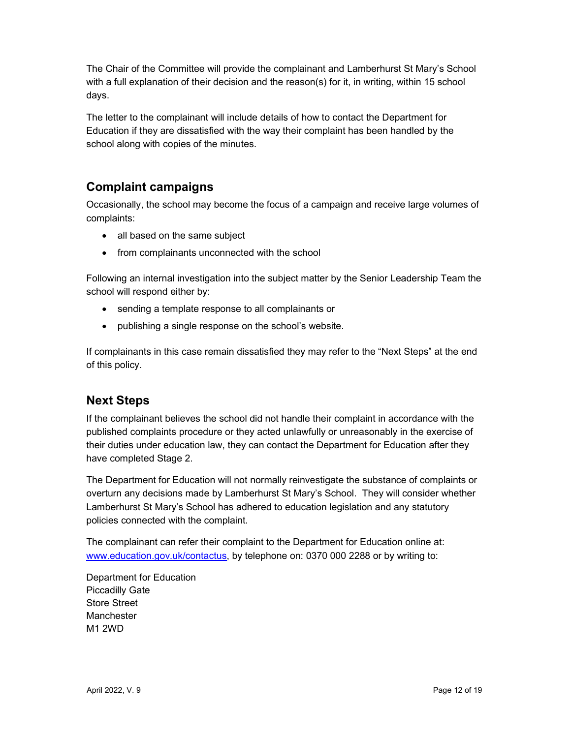The Chair of the Committee will provide the complainant and Lamberhurst St Mary's School with a full explanation of their decision and the reason(s) for it, in writing, within 15 school days.

The letter to the complainant will include details of how to contact the Department for Education if they are dissatisfied with the way their complaint has been handled by the school along with copies of the minutes.

## Complaint campaigns

Occasionally, the school may become the focus of a campaign and receive large volumes of complaints:

- all based on the same subject
- from complainants unconnected with the school

Following an internal investigation into the subject matter by the Senior Leadership Team the school will respond either by:

- sending a template response to all complainants or
- publishing a single response on the school's website.

If complainants in this case remain dissatisfied they may refer to the "Next Steps" at the end of this policy.

## Next Steps

If the complainant believes the school did not handle their complaint in accordance with the published complaints procedure or they acted unlawfully or unreasonably in the exercise of their duties under education law, they can contact the Department for Education after they have completed Stage 2.

The Department for Education will not normally reinvestigate the substance of complaints or overturn any decisions made by Lamberhurst St Mary's School. They will consider whether Lamberhurst St Mary's School has adhered to education legislation and any statutory policies connected with the complaint.

The complainant can refer their complaint to the Department for Education online at: [www.education.gov.uk/contactus](www.education.gov.uk/contactus), by telephone on: 0370 000 2288 or by writing to:

Department for Education
Piccadilly Gate
Store Street
Manchester
M1 2WD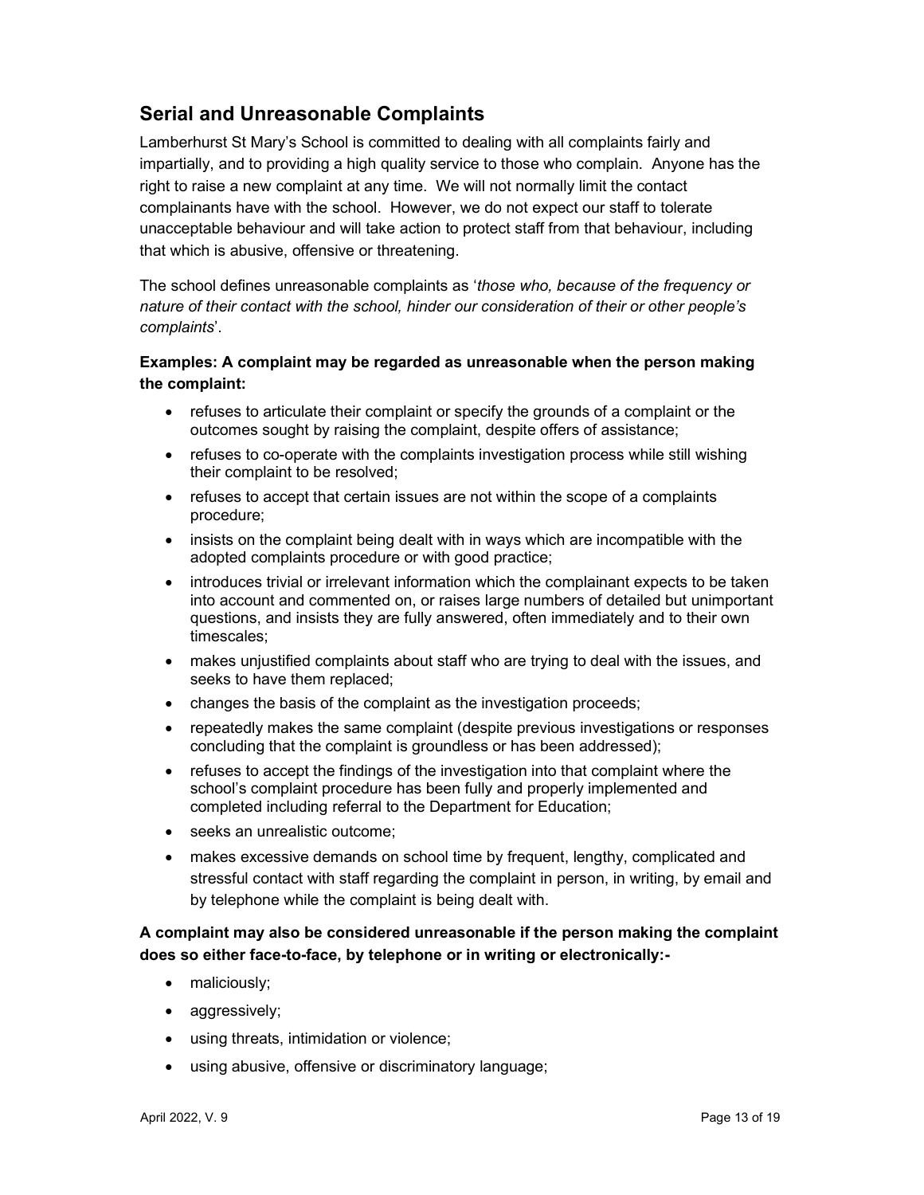## Serial and Unreasonable Complaints

Lamberhurst St Mary's School is committed to dealing with all complaints fairly and impartially, and to providing a high quality service to those who complain. Anyone has the right to raise a new complaint at any time. We will not normally limit the contact complainants have with the school. However, we do not expect our staff to tolerate unacceptable behaviour and will take action to protect staff from that behaviour, including that which is abusive, offensive or threatening.

The school defines unreasonable complaints as '*those who, because of the frequency or nature of their contact with the school, hinder our consideration of their or other people's complaints*'.

**Examples: A complaint may be regarded as unreasonable when the person making the complaint:**

- refuses to articulate their complaint or specify the grounds of a complaint or the outcomes sought by raising the complaint, despite offers of assistance;
- refuses to co-operate with the complaints investigation process while still wishing their complaint to be resolved;
- refuses to accept that certain issues are not within the scope of a complaints procedure;
- insists on the complaint being dealt with in ways which are incompatible with the adopted complaints procedure or with good practice;
- introduces trivial or irrelevant information which the complainant expects to be taken into account and commented on, or raises large numbers of detailed but unimportant questions, and insists they are fully answered, often immediately and to their own timescales;
- makes unjustified complaints about staff who are trying to deal with the issues, and seeks to have them replaced;
- changes the basis of the complaint as the investigation proceeds;
- repeatedly makes the same complaint (despite previous investigations or responses concluding that the complaint is groundless or has been addressed);
- refuses to accept the findings of the investigation into that complaint where the school's complaint procedure has been fully and properly implemented and completed including referral to the Department for Education;
- seeks an unrealistic outcome;
- makes excessive demands on school time by frequent, lengthy, complicated and stressful contact with staff regarding the complaint in person, in writing, by email and by telephone while the complaint is being dealt with.

**A complaint may also be considered unreasonable if the person making the complaint does so either face-to-face, by telephone or in writing or electronically:-**

- maliciously;
- aggressively;
- using threats, intimidation or violence;
- using abusive, offensive or discriminatory language;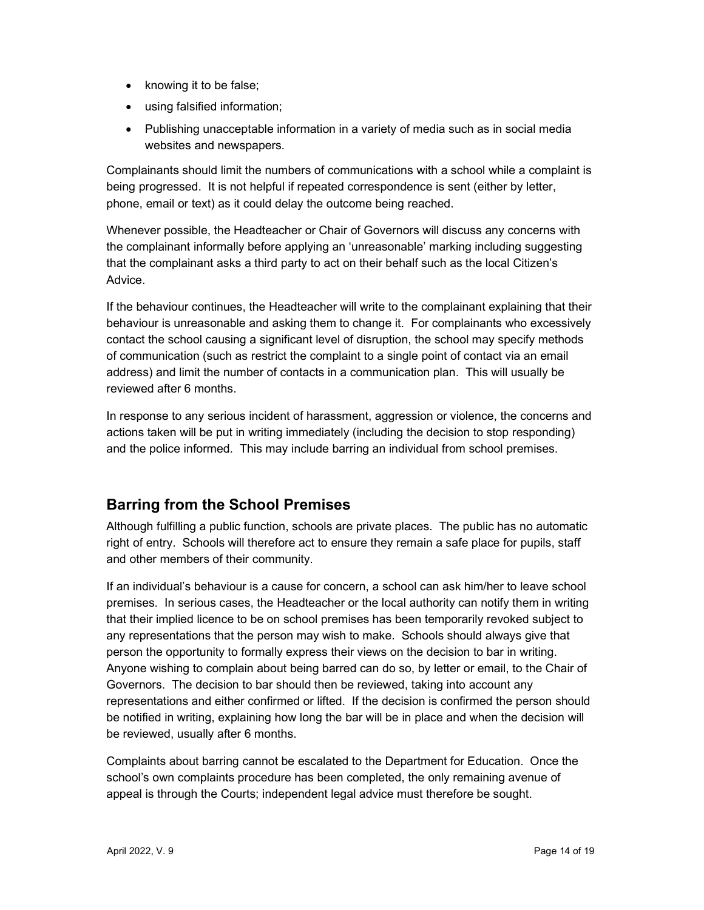- knowing it to be false;
- using falsified information;
- Publishing unacceptable information in a variety of media such as in social media websites and newspapers.

Complainants should limit the numbers of communications with a school while a complaint is being progressed. It is not helpful if repeated correspondence is sent (either by letter, phone, email or text) as it could delay the outcome being reached.

Whenever possible, the Headteacher or Chair of Governors will discuss any concerns with the complainant informally before applying an 'unreasonable' marking including suggesting that the complainant asks a third party to act on their behalf such as the local Citizen's Advice.

If the behaviour continues, the Headteacher will write to the complainant explaining that their behaviour is unreasonable and asking them to change it. For complainants who excessively contact the school causing a significant level of disruption, the school may specify methods of communication (such as restrict the complaint to a single point of contact via an email address) and limit the number of contacts in a communication plan. This will usually be reviewed after 6 months.

In response to any serious incident of harassment, aggression or violence, the concerns and actions taken will be put in writing immediately (including the decision to stop responding) and the police informed. This may include barring an individual from school premises.

## Barring from the School Premises

Although fulfilling a public function, schools are private places. The public has no automatic right of entry. Schools will therefore act to ensure they remain a safe place for pupils, staff and other members of their community.

If an individual's behaviour is a cause for concern, a school can ask him/her to leave school premises. In serious cases, the Headteacher or the local authority can notify them in writing that their implied licence to be on school premises has been temporarily revoked subject to any representations that the person may wish to make. Schools should always give that person the opportunity to formally express their views on the decision to bar in writing. Anyone wishing to complain about being barred can do so, by letter or email, to the Chair of Governors. The decision to bar should then be reviewed, taking into account any representations and either confirmed or lifted. If the decision is confirmed the person should be notified in writing, explaining how long the bar will be in place and when the decision will be reviewed, usually after 6 months.

Complaints about barring cannot be escalated to the Department for Education. Once the school's own complaints procedure has been completed, the only remaining avenue of appeal is through the Courts; independent legal advice must therefore be sought.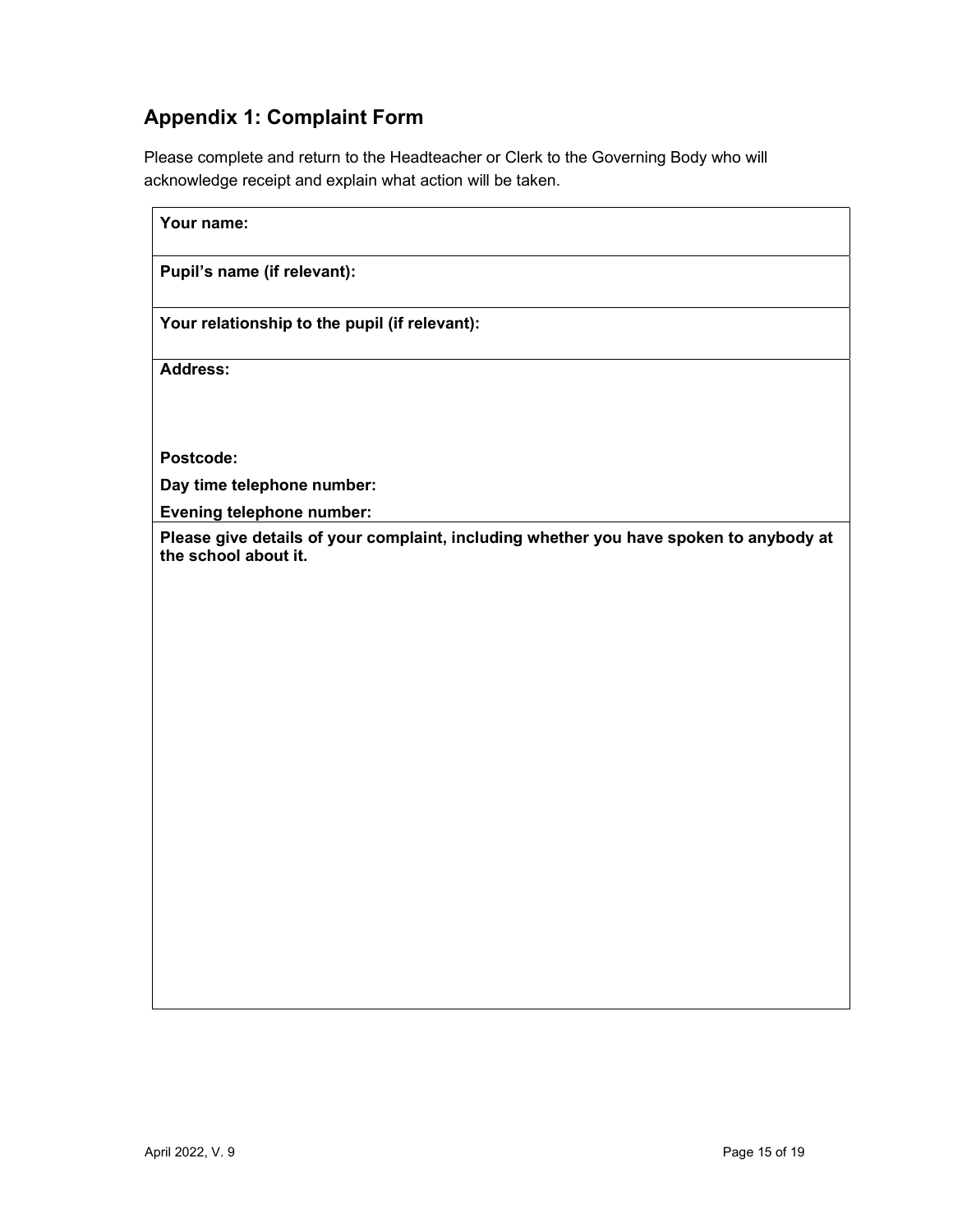## Appendix 1: Complaint Form

Please complete and return to the Headteacher or Clerk to the Governing Body who will acknowledge receipt and explain what action will be taken.

| **Your name:** |
|---|
| **Pupil's name (if relevant):** |
| **Your relationship to the pupil (if relevant):** |
| **Address:**<br><br><br>**Postcode:**<br>**Day time telephone number:**<br>**Evening telephone number:** |
| **Please give details of your complaint, including whether you have spoken to anybody at the school about it.** |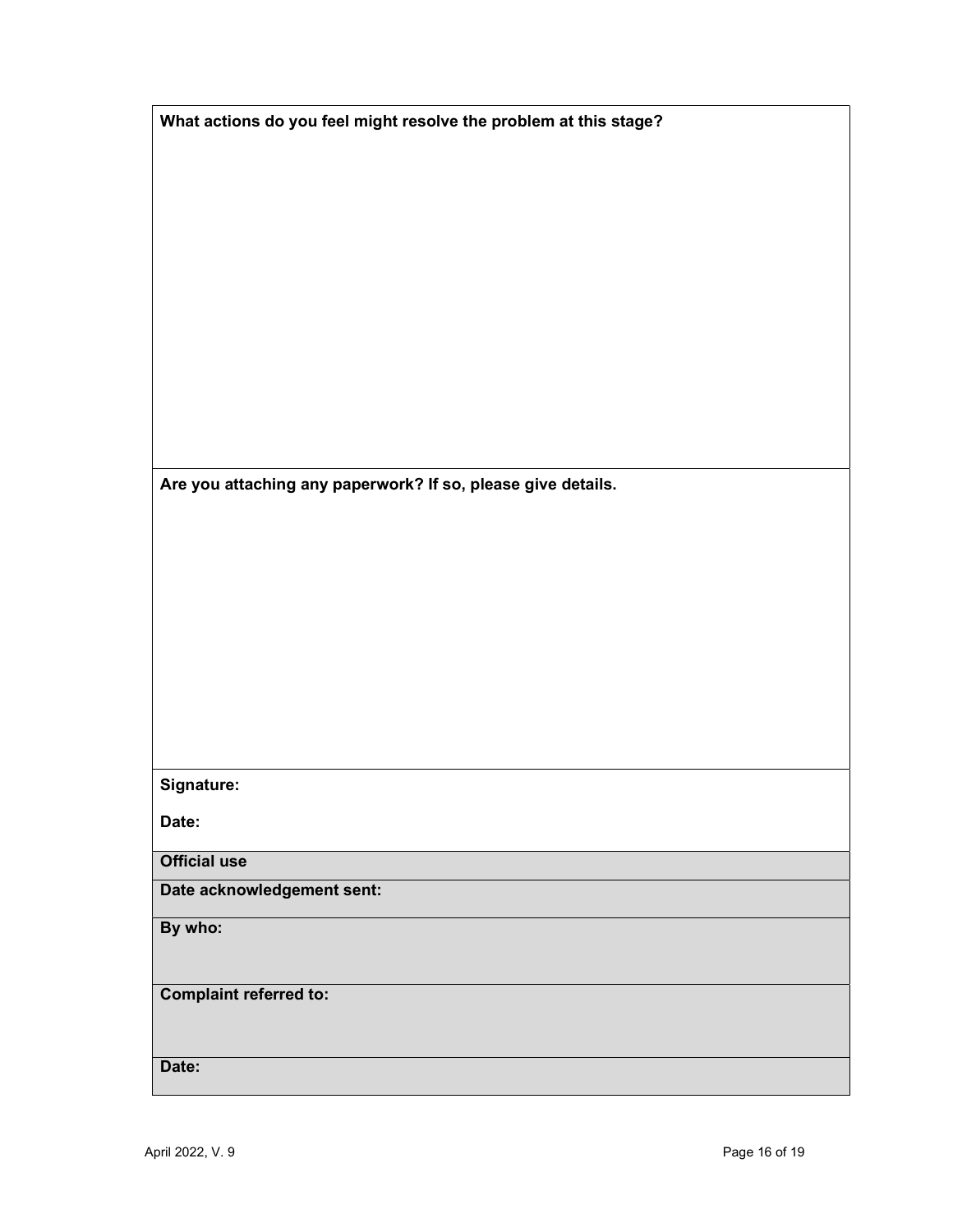**What actions do you feel might resolve the problem at this stage?**

**Are you attaching any paperwork? If so, please give details.**

**Signature:**

**Date:**

| **Official use** |
|---|
| **Date acknowledgement sent:** |
| **By who:** |
| **Complaint referred to:** |
| **Date:** |

April 2022, V. 9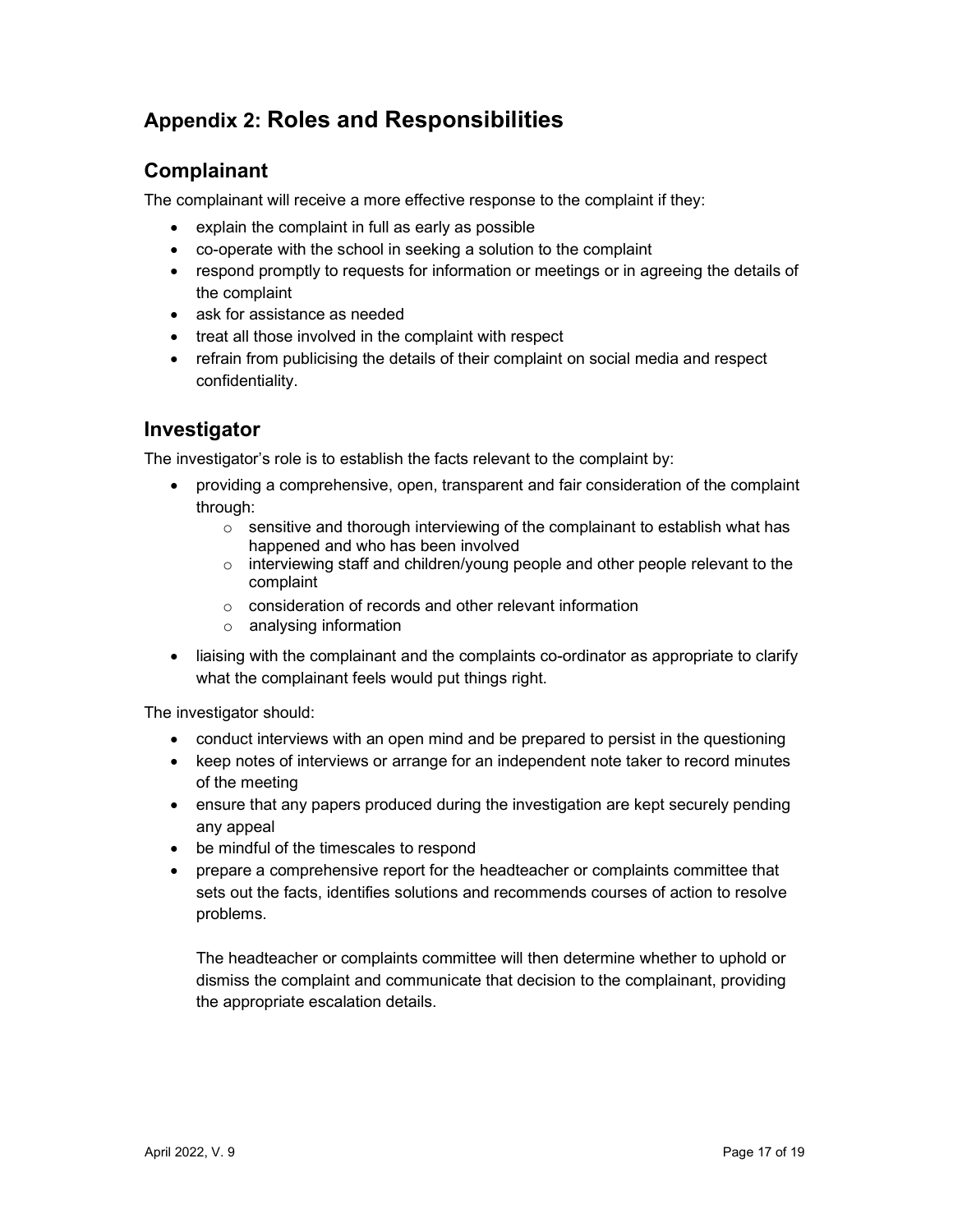## Appendix 2: Roles and Responsibilities

### Complainant

The complainant will receive a more effective response to the complaint if they:

- explain the complaint in full as early as possible
- co-operate with the school in seeking a solution to the complaint
- respond promptly to requests for information or meetings or in agreeing the details of the complaint
- ask for assistance as needed
- treat all those involved in the complaint with respect
- refrain from publicising the details of their complaint on social media and respect confidentiality.

### Investigator

The investigator's role is to establish the facts relevant to the complaint by:

- providing a comprehensive, open, transparent and fair consideration of the complaint through:
  - sensitive and thorough interviewing of the complainant to establish what has happened and who has been involved
  - interviewing staff and children/young people and other people relevant to the complaint
  - consideration of records and other relevant information
  - analysing information
- liaising with the complainant and the complaints co-ordinator as appropriate to clarify what the complainant feels would put things right.

The investigator should:

- conduct interviews with an open mind and be prepared to persist in the questioning
- keep notes of interviews or arrange for an independent note taker to record minutes of the meeting
- ensure that any papers produced during the investigation are kept securely pending any appeal
- be mindful of the timescales to respond
- prepare a comprehensive report for the headteacher or complaints committee that sets out the facts, identifies solutions and recommends courses of action to resolve problems.

  The headteacher or complaints committee will then determine whether to uphold or dismiss the complaint and communicate that decision to the complainant, providing the appropriate escalation details.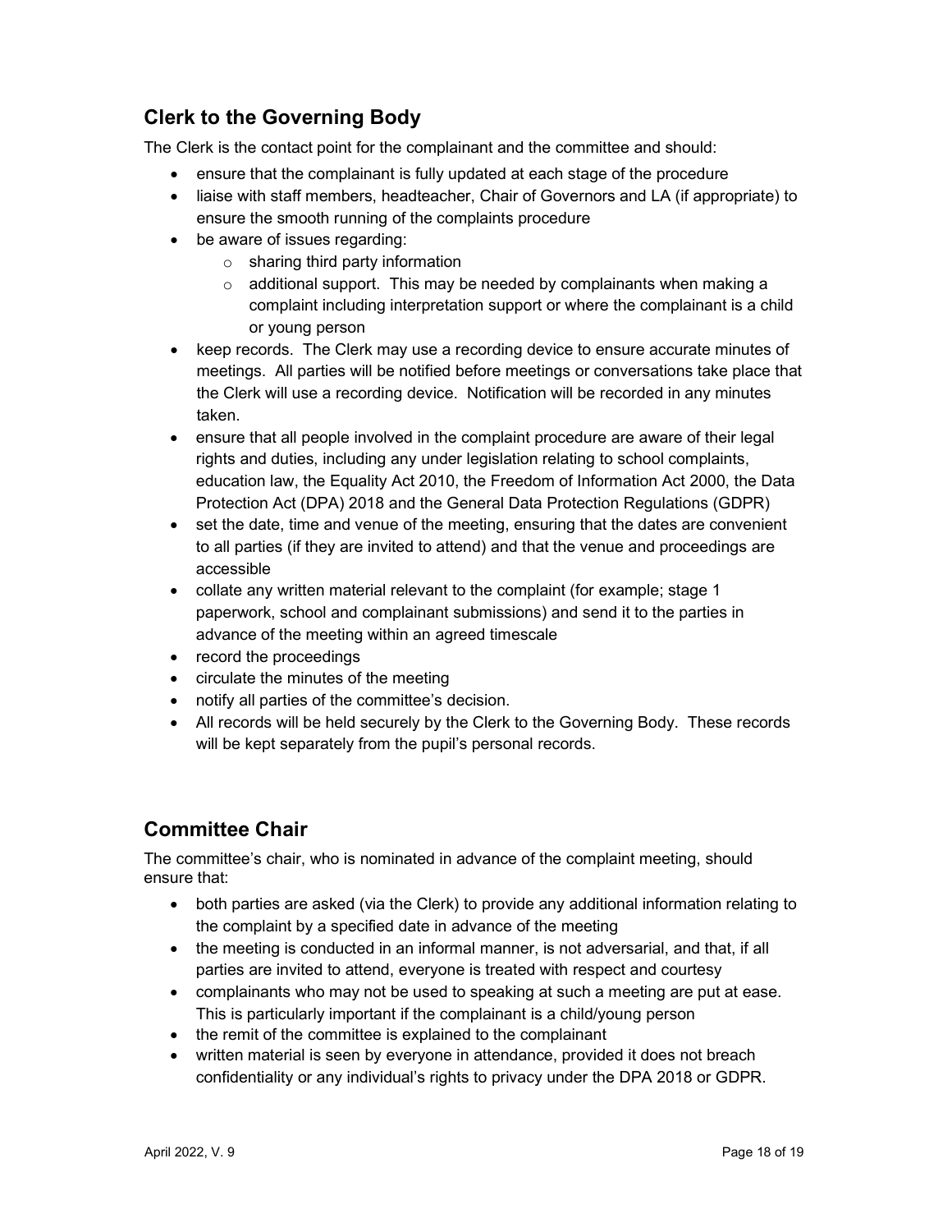## Clerk to the Governing Body

The Clerk is the contact point for the complainant and the committee and should:

- ensure that the complainant is fully updated at each stage of the procedure
- liaise with staff members, headteacher, Chair of Governors and LA (if appropriate) to ensure the smooth running of the complaints procedure
- be aware of issues regarding:
  - sharing third party information
  - additional support. This may be needed by complainants when making a complaint including interpretation support or where the complainant is a child or young person
- keep records. The Clerk may use a recording device to ensure accurate minutes of meetings. All parties will be notified before meetings or conversations take place that the Clerk will use a recording device. Notification will be recorded in any minutes taken.
- ensure that all people involved in the complaint procedure are aware of their legal rights and duties, including any under legislation relating to school complaints, education law, the Equality Act 2010, the Freedom of Information Act 2000, the Data Protection Act (DPA) 2018 and the General Data Protection Regulations (GDPR)
- set the date, time and venue of the meeting, ensuring that the dates are convenient to all parties (if they are invited to attend) and that the venue and proceedings are accessible
- collate any written material relevant to the complaint (for example; stage 1 paperwork, school and complainant submissions) and send it to the parties in advance of the meeting within an agreed timescale
- record the proceedings
- circulate the minutes of the meeting
- notify all parties of the committee's decision.
- All records will be held securely by the Clerk to the Governing Body. These records will be kept separately from the pupil's personal records.

## Committee Chair

The committee's chair, who is nominated in advance of the complaint meeting, should ensure that:

- both parties are asked (via the Clerk) to provide any additional information relating to the complaint by a specified date in advance of the meeting
- the meeting is conducted in an informal manner, is not adversarial, and that, if all parties are invited to attend, everyone is treated with respect and courtesy
- complainants who may not be used to speaking at such a meeting are put at ease. This is particularly important if the complainant is a child/young person
- the remit of the committee is explained to the complainant
- written material is seen by everyone in attendance, provided it does not breach confidentiality or any individual's rights to privacy under the DPA 2018 or GDPR.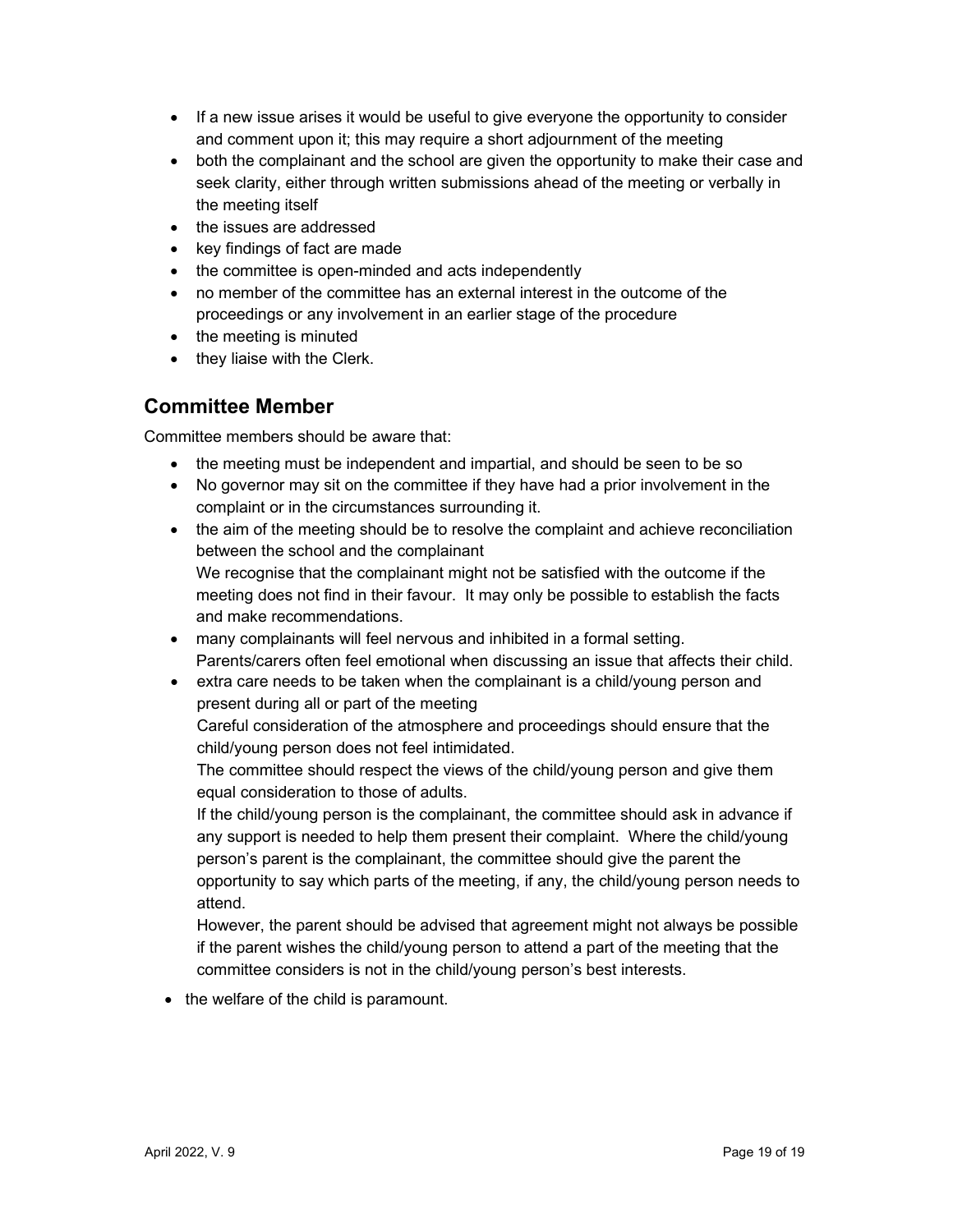- If a new issue arises it would be useful to give everyone the opportunity to consider and comment upon it; this may require a short adjournment of the meeting
- both the complainant and the school are given the opportunity to make their case and seek clarity, either through written submissions ahead of the meeting or verbally in the meeting itself
- the issues are addressed
- key findings of fact are made
- the committee is open-minded and acts independently
- no member of the committee has an external interest in the outcome of the proceedings or any involvement in an earlier stage of the procedure
- the meeting is minuted
- they liaise with the Clerk.

## Committee Member

Committee members should be aware that:

- the meeting must be independent and impartial, and should be seen to be so
- No governor may sit on the committee if they have had a prior involvement in the complaint or in the circumstances surrounding it.
- the aim of the meeting should be to resolve the complaint and achieve reconciliation between the school and the complainant

  We recognise that the complainant might not be satisfied with the outcome if the meeting does not find in their favour. It may only be possible to establish the facts and make recommendations.
- many complainants will feel nervous and inhibited in a formal setting.

  Parents/carers often feel emotional when discussing an issue that affects their child.
- extra care needs to be taken when the complainant is a child/young person and present during all or part of the meeting

  Careful consideration of the atmosphere and proceedings should ensure that the child/young person does not feel intimidated.

  The committee should respect the views of the child/young person and give them equal consideration to those of adults.

  If the child/young person is the complainant, the committee should ask in advance if any support is needed to help them present their complaint. Where the child/young person's parent is the complainant, the committee should give the parent the opportunity to say which parts of the meeting, if any, the child/young person needs to attend.

  However, the parent should be advised that agreement might not always be possible if the parent wishes the child/young person to attend a part of the meeting that the committee considers is not in the child/young person's best interests.
- the welfare of the child is paramount.